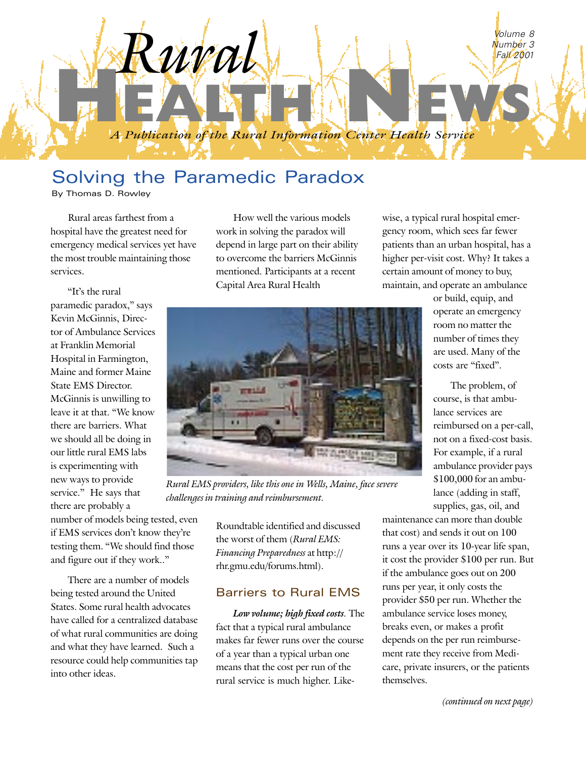# Rural Health News

Volume 8
Number 3
Fall 2001

*A Publication of the Rural Information Center Health Service*

## Solving the Paramedic Paradox

By Thomas D. Rowley

Rural areas farthest from a hospital have the greatest need for emergency medical services yet have the most trouble maintaining those services.

"It's the rural paramedic paradox," says Kevin McGinnis, Director of Ambulance Services at Franklin Memorial Hospital in Farmington, Maine and former Maine State EMS Director. McGinnis is unwilling to leave it at that. "We know there are barriers. What we should all be doing in our little rural EMS labs is experimenting with new ways to provide service." He says that there are probably a number of models being tested, even if EMS services don't know they're testing them. "We should find those and figure out if they work.."

There are a number of models being tested around the United States. Some rural health advocates have called for a centralized database of what rural communities are doing and what they have learned. Such a resource could help communities tap into other ideas.

How well the various models work in solving the paradox will depend in large part on their ability to overcome the barriers McGinnis mentioned. Participants at a recent Capital Area Rural Health Roundtable identified and discussed the worst of them (*Rural EMS: Financing Preparedness* at http://rhr.gmu.edu/forums.html).

*Rural EMS providers, like this one in Wells, Maine, face severe challenges in training and reimbursement.*

### Barriers to Rural EMS

***Low volume; high fixed costs***. The fact that a typical rural ambulance makes far fewer runs over the course of a year than a typical urban one means that the cost per run of the rural service is much higher. Likewise, a typical rural hospital emergency room, which sees far fewer patients than an urban hospital, has a higher per-visit cost. Why? It takes a certain amount of money to buy, maintain, and operate an ambulance or build, equip, and operate an emergency room no matter the number of times they are used. Many of the costs are "fixed".

The problem, of course, is that ambulance services are reimbursed on a per-call, not on a fixed-cost basis. For example, if a rural ambulance provider pays $100,000 for an ambulance (adding in staff, supplies, gas, oil, and maintenance can more than double that cost) and sends it out on 100 runs a year over its 10-year life span, it cost the provider $100 per run. But if the ambulance goes out on 200 runs per year, it only costs the provider $50 per run. Whether the ambulance service loses money, breaks even, or makes a profit depends on the per run reimbursement rate they receive from Medicare, private insurers, or the patients themselves.

*(continued on next page)*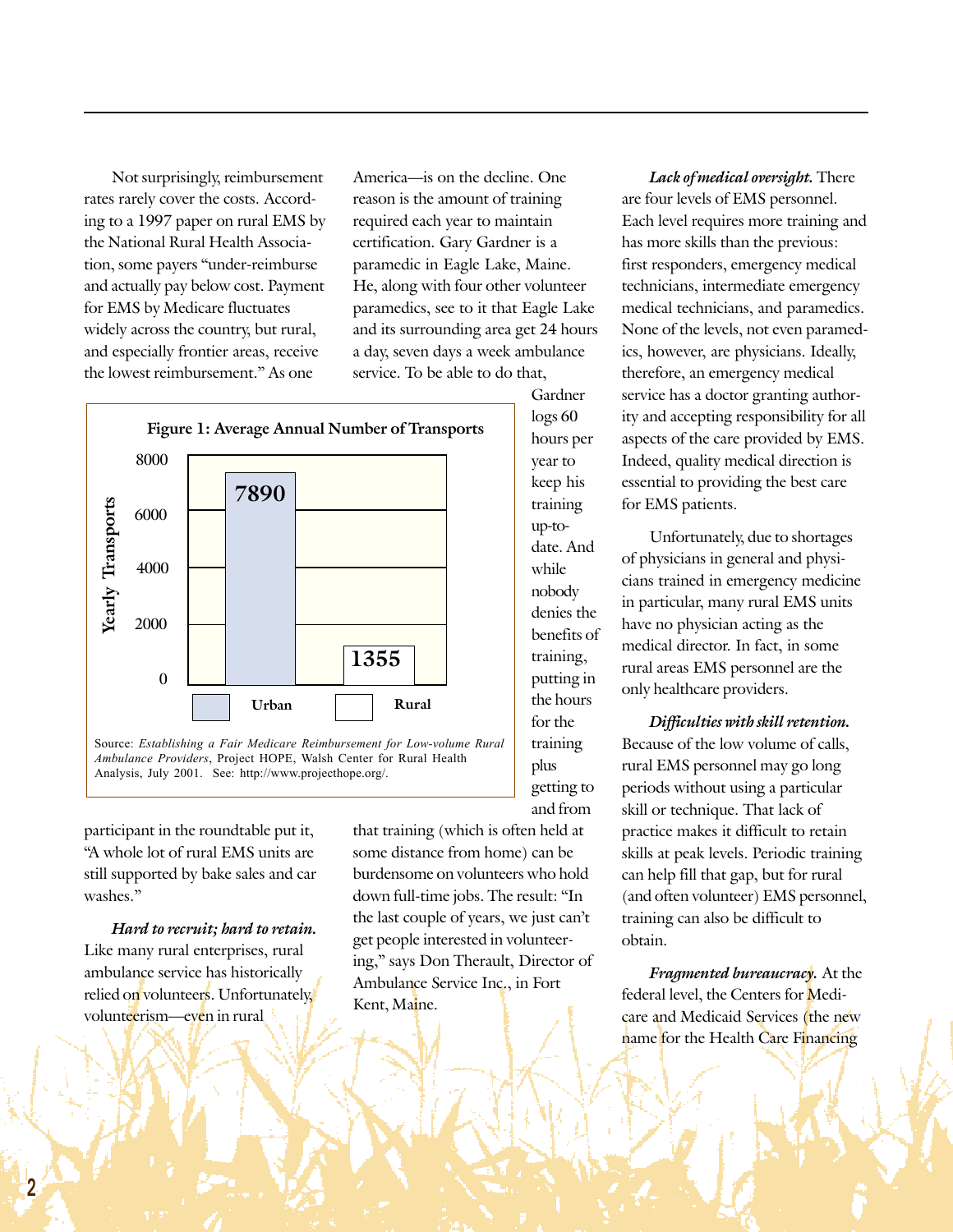Not surprisingly, reimbursement rates rarely cover the costs. According to a 1997 paper on rural EMS by the National Rural Health Association, some payers "under-reimburse and actually pay below cost. Payment for EMS by Medicare fluctuates widely across the country, but rural, and especially frontier areas, receive the lowest reimbursement." As one participant in the roundtable put it, "A whole lot of rural EMS units are still supported by bake sales and car washes."

***Hard to recruit; hard to retain.*** Like many rural enterprises, rural ambulance service has historically relied on volunteers. Unfortunately, volunteerism—even in rural America—is on the decline. One reason is the amount of training required each year to maintain certification. Gary Gardner is a paramedic in Eagle Lake, Maine. He, along with four other volunteer paramedics, see to it that Eagle Lake and its surrounding area get 24 hours a day, seven days a week ambulance service. To be able to do that, Gardner logs 60 hours per year to keep his training up-to-date. And while nobody denies the benefits of training, putting in the hours for the training plus getting to and from that training (which is often held at some distance from home) can be burdensome on volunteers who hold down full-time jobs. The result: "In the last couple of years, we just can't get people interested in volunteering," says Don Therault, Director of Ambulance Service Inc., in Fort Kent, Maine.

**Figure 1: Average Annual Number of Transports**

| | Yearly Transports |
|---|---|
| Urban | 7890 |
| Rural | 1355 |

Source: *Establishing a Fair Medicare Reimbursement for Low-volume Rural Ambulance Providers*, Project HOPE, Walsh Center for Rural Health Analysis, July 2001. See: http://www.projecthope.org/.

***Lack of medical oversight.*** There are four levels of EMS personnel. Each level requires more training and has more skills than the previous: first responders, emergency medical technicians, intermediate emergency medical technicians, and paramedics. None of the levels, not even paramedics, however, are physicians. Ideally, therefore, an emergency medical service has a doctor granting authority and accepting responsibility for all aspects of the care provided by EMS. Indeed, quality medical direction is essential to providing the best care for EMS patients.

Unfortunately, due to shortages of physicians in general and physicians trained in emergency medicine in particular, many rural EMS units have no physician acting as the medical director. In fact, in some rural areas EMS personnel are the only healthcare providers.

***Difficulties with skill retention.*** Because of the low volume of calls, rural EMS personnel may go long periods without using a particular skill or technique. That lack of practice makes it difficult to retain skills at peak levels. Periodic training can help fill that gap, but for rural (and often volunteer) EMS personnel, training can also be difficult to obtain.

***Fragmented bureaucracy.*** At the federal level, the Centers for Medicare and Medicaid Services (the new name for the Health Care Financing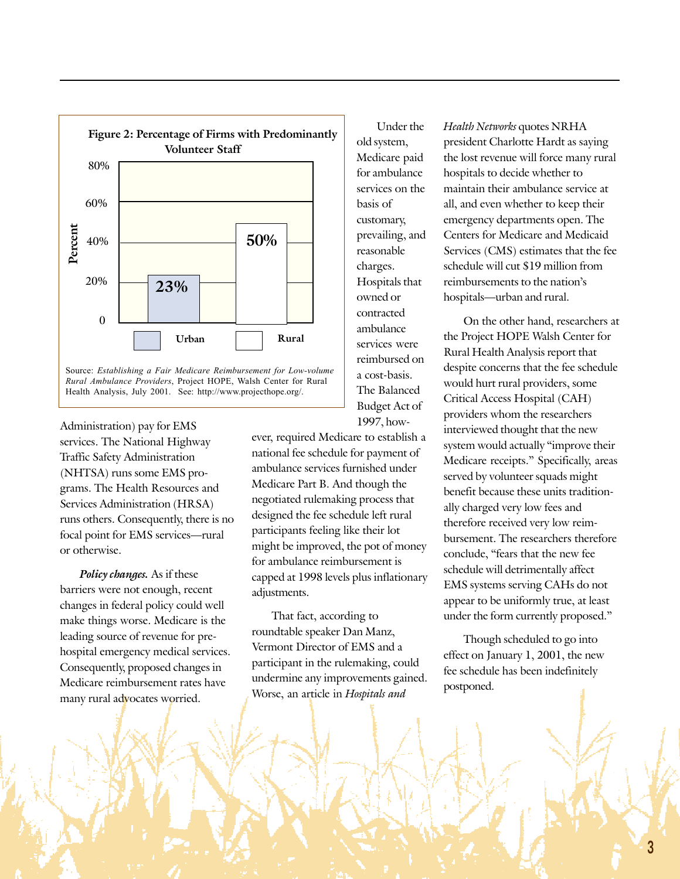**Figure 2: Percentage of Firms with Predominantly Volunteer Staff**

| | Percent |
|---|---|
| Urban | 23% |
| Rural | 50% |

Source: *Establishing a Fair Medicare Reimbursement for Low-volume Rural Ambulance Providers*, Project HOPE, Walsh Center for Rural Health Analysis, July 2001. See: http://www.projecthope.org/.

Administration) pay for EMS services. The National Highway Traffic Safety Administration (NHTSA) runs some EMS programs. The Health Resources and Services Administration (HRSA) runs others. Consequently, there is no focal point for EMS services—rural or otherwise.

***Policy changes.*** As if these barriers were not enough, recent changes in federal policy could well make things worse. Medicare is the leading source of revenue for pre-hospital emergency medical services. Consequently, proposed changes in Medicare reimbursement rates have many rural advocates worried.

Under the old system, Medicare paid for ambulance services on the basis of customary, prevailing, and reasonable charges. Hospitals that owned or contracted ambulance services were reimbursed on a cost-basis. The Balanced Budget Act of 1997, however, required Medicare to establish a national fee schedule for payment of ambulance services furnished under Medicare Part B. And though the negotiated rulemaking process that designed the fee schedule left rural participants feeling like their lot might be improved, the pot of money for ambulance reimbursement is capped at 1998 levels plus inflationary adjustments.

That fact, according to roundtable speaker Dan Manz, Vermont Director of EMS and a participant in the rulemaking, could undermine any improvements gained. Worse, an article in *Hospitals and Health Networks* quotes NRHA president Charlotte Hardt as saying the lost revenue will force many rural hospitals to decide whether to maintain their ambulance service at all, and even whether to keep their emergency departments open. The Centers for Medicare and Medicaid Services (CMS) estimates that the fee schedule will cut $19 million from reimbursements to the nation's hospitals—urban and rural.

On the other hand, researchers at the Project HOPE Walsh Center for Rural Health Analysis report that despite concerns that the fee schedule would hurt rural providers, some Critical Access Hospital (CAH) providers whom the researchers interviewed thought that the new system would actually "improve their Medicare receipts." Specifically, areas served by volunteer squads might benefit because these units traditionally charged very low fees and therefore received very low reimbursement. The researchers therefore conclude, "fears that the new fee schedule will detrimentally affect EMS systems serving CAHs do not appear to be uniformly true, at least under the form currently proposed."

Though scheduled to go into effect on January 1, 2001, the new fee schedule has been indefinitely postponed.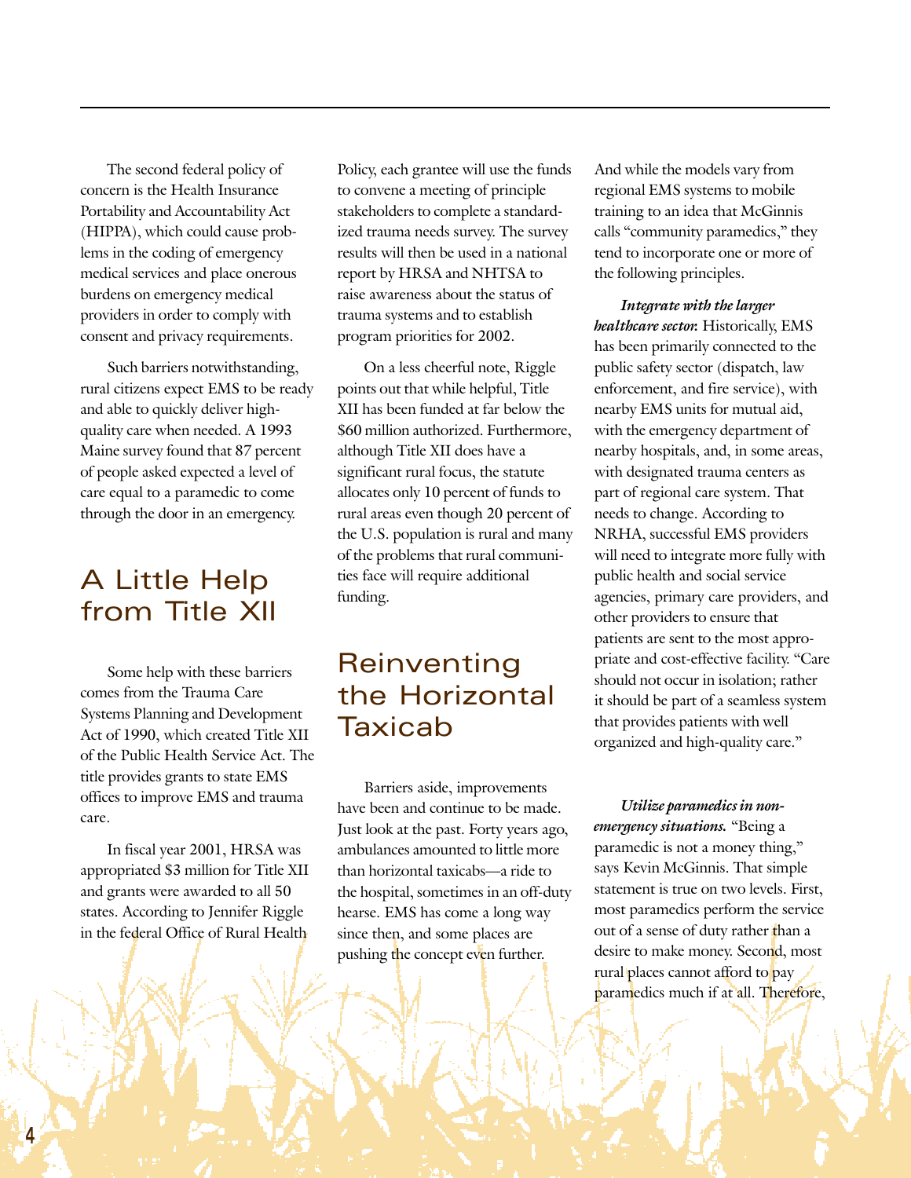The second federal policy of concern is the Health Insurance Portability and Accountability Act (HIPPA), which could cause problems in the coding of emergency medical services and place onerous burdens on emergency medical providers in order to comply with consent and privacy requirements.

Such barriers notwithstanding, rural citizens expect EMS to be ready and able to quickly deliver high-quality care when needed. A 1993 Maine survey found that 87 percent of people asked expected a level of care equal to a paramedic to come through the door in an emergency.

## A Little Help from Title XII

Some help with these barriers comes from the Trauma Care Systems Planning and Development Act of 1990, which created Title XII of the Public Health Service Act. The title provides grants to state EMS offices to improve EMS and trauma care.

In fiscal year 2001, HRSA was appropriated $3 million for Title XII and grants were awarded to all 50 states. According to Jennifer Riggle in the federal Office of Rural Health Policy, each grantee will use the funds to convene a meeting of principle stakeholders to complete a standardized trauma needs survey. The survey results will then be used in a national report by HRSA and NHTSA to raise awareness about the status of trauma systems and to establish program priorities for 2002.

On a less cheerful note, Riggle points out that while helpful, Title XII has been funded at far below the $60 million authorized. Furthermore, although Title XII does have a significant rural focus, the statute allocates only 10 percent of funds to rural areas even though 20 percent of the U.S. population is rural and many of the problems that rural communities face will require additional funding.

## Reinventing the Horizontal Taxicab

Barriers aside, improvements have been and continue to be made. Just look at the past. Forty years ago, ambulances amounted to little more than horizontal taxicabs—a ride to the hospital, sometimes in an off-duty hearse. EMS has come a long way since then, and some places are pushing the concept even further. And while the models vary from regional EMS systems to mobile training to an idea that McGinnis calls "community paramedics," they tend to incorporate one or more of the following principles.

***Integrate with the larger healthcare sector.*** Historically, EMS has been primarily connected to the public safety sector (dispatch, law enforcement, and fire service), with nearby EMS units for mutual aid, with the emergency department of nearby hospitals, and, in some areas, with designated trauma centers as part of regional care system. That needs to change. According to NRHA, successful EMS providers will need to integrate more fully with public health and social service agencies, primary care providers, and other providers to ensure that patients are sent to the most appropriate and cost-effective facility. "Care should not occur in isolation; rather it should be part of a seamless system that provides patients with well organized and high-quality care."

***Utilize paramedics in non-emergency situations.*** "Being a paramedic is not a money thing," says Kevin McGinnis. That simple statement is true on two levels. First, most paramedics perform the service out of a sense of duty rather than a desire to make money. Second, most rural places cannot afford to pay paramedics much if at all. Therefore,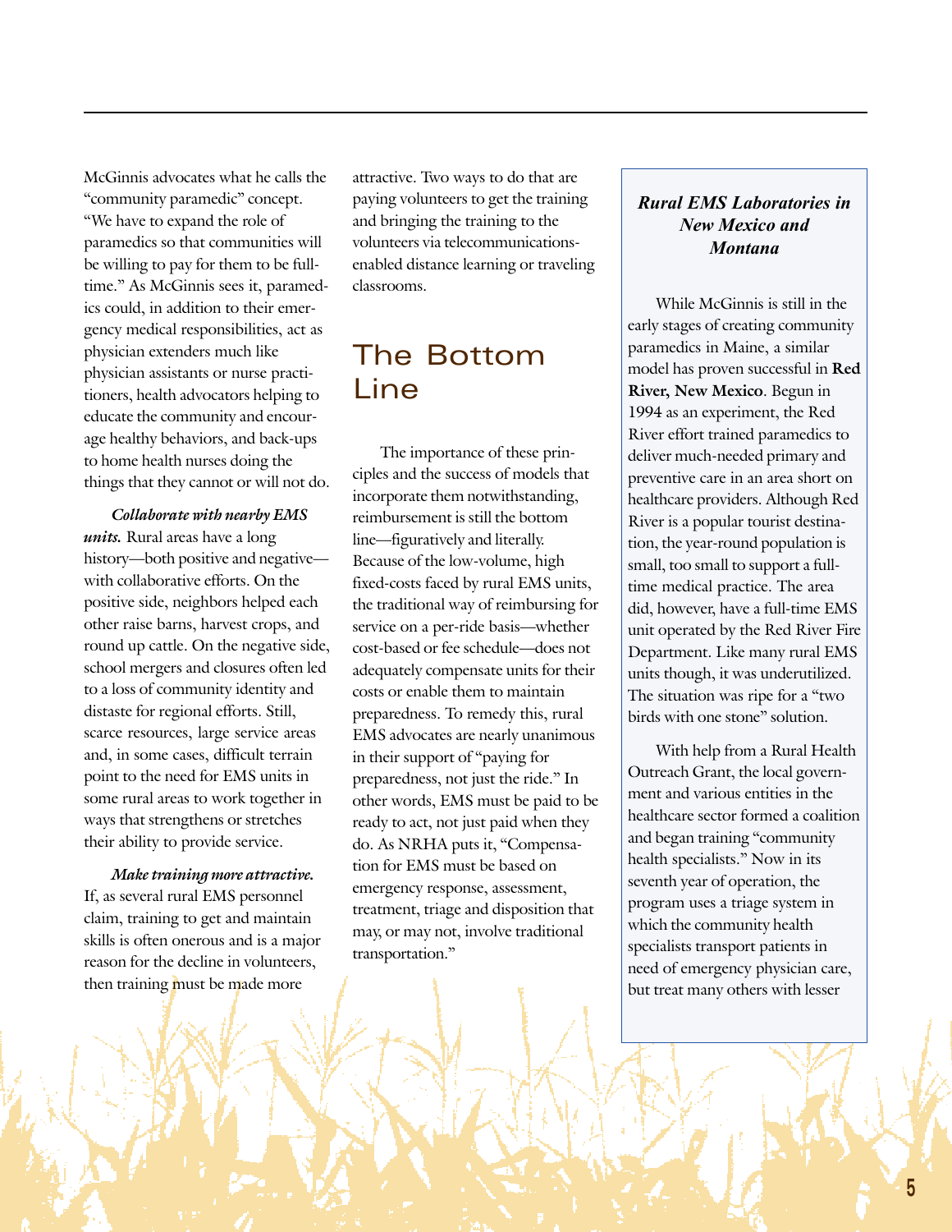McGinnis advocates what he calls the "community paramedic" concept. "We have to expand the role of paramedics so that communities will be willing to pay for them to be full-time." As McGinnis sees it, paramedics could, in addition to their emergency medical responsibilities, act as physician extenders much like physician assistants or nurse practitioners, health advocators helping to educate the community and encourage healthy behaviors, and back-ups to home health nurses doing the things that they cannot or will not do.

***Collaborate with nearby EMS units.*** Rural areas have a long history—both positive and negative—with collaborative efforts. On the positive side, neighbors helped each other raise barns, harvest crops, and round up cattle. On the negative side, school mergers and closures often led to a loss of community identity and distaste for regional efforts. Still, scarce resources, large service areas and, in some cases, difficult terrain point to the need for EMS units in some rural areas to work together in ways that strengthens or stretches their ability to provide service.

***Make training more attractive.*** If, as several rural EMS personnel claim, training to get and maintain skills is often onerous and is a major reason for the decline in volunteers, then training must be made more attractive. Two ways to do that are paying volunteers to get the training and bringing the training to the volunteers via telecommunications-enabled distance learning or traveling classrooms.

## The Bottom Line

The importance of these principles and the success of models that incorporate them notwithstanding, reimbursement is still the bottom line—figuratively and literally. Because of the low-volume, high fixed-costs faced by rural EMS units, the traditional way of reimbursing for service on a per-ride basis—whether cost-based or fee schedule—does not adequately compensate units for their costs or enable them to maintain preparedness. To remedy this, rural EMS advocates are nearly unanimous in their support of "paying for preparedness, not just the ride." In other words, EMS must be paid to be ready to act, not just paid when they do. As NRHA puts it, "Compensation for EMS must be based on emergency response, assessment, treatment, triage and disposition that may, or may not, involve traditional transportation."

### *Rural EMS Laboratories in New Mexico and Montana*

While McGinnis is still in the early stages of creating community paramedics in Maine, a similar model has proven successful in **Red River, New Mexico**. Begun in 1994 as an experiment, the Red River effort trained paramedics to deliver much-needed primary and preventive care in an area short on healthcare providers. Although Red River is a popular tourist destination, the year-round population is small, too small to support a full-time medical practice. The area did, however, have a full-time EMS unit operated by the Red River Fire Department. Like many rural EMS units though, it was underutilized. The situation was ripe for a "two birds with one stone" solution.

With help from a Rural Health Outreach Grant, the local government and various entities in the healthcare sector formed a coalition and began training "community health specialists." Now in its seventh year of operation, the program uses a triage system in which the community health specialists transport patients in need of emergency physician care, but treat many others with lesser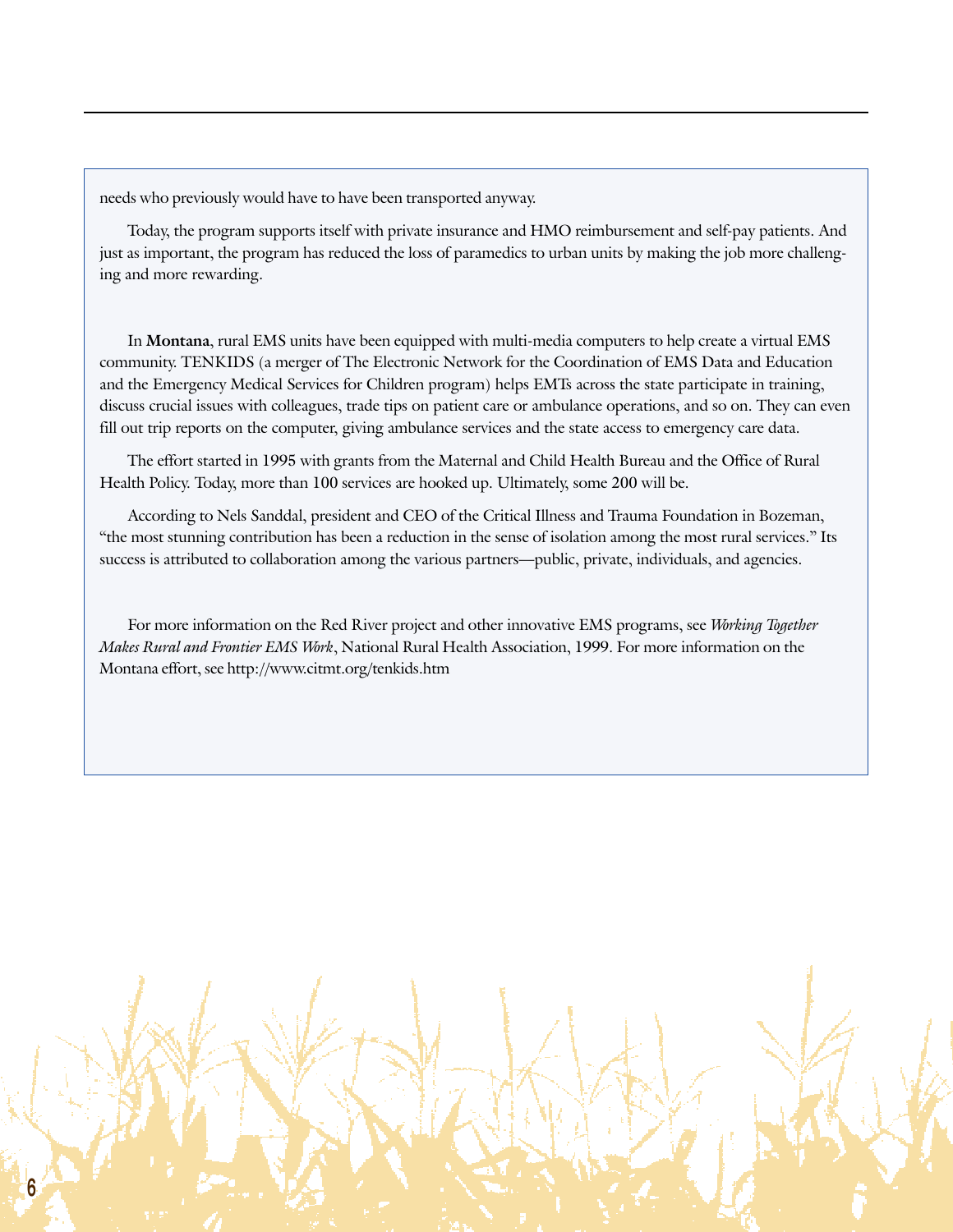needs who previously would have to have been transported anyway.

Today, the program supports itself with private insurance and HMO reimbursement and self-pay patients. And just as important, the program has reduced the loss of paramedics to urban units by making the job more challenging and more rewarding.

In **Montana**, rural EMS units have been equipped with multi-media computers to help create a virtual EMS community. TENKIDS (a merger of The Electronic Network for the Coordination of EMS Data and Education and the Emergency Medical Services for Children program) helps EMTs across the state participate in training, discuss crucial issues with colleagues, trade tips on patient care or ambulance operations, and so on. They can even fill out trip reports on the computer, giving ambulance services and the state access to emergency care data.

The effort started in 1995 with grants from the Maternal and Child Health Bureau and the Office of Rural Health Policy. Today, more than 100 services are hooked up. Ultimately, some 200 will be.

According to Nels Sanddal, president and CEO of the Critical Illness and Trauma Foundation in Bozeman, "the most stunning contribution has been a reduction in the sense of isolation among the most rural services." Its success is attributed to collaboration among the various partners—public, private, individuals, and agencies.

For more information on the Red River project and other innovative EMS programs, see *Working Together Makes Rural and Frontier EMS Work*, National Rural Health Association, 1999. For more information on the Montana effort, see http://www.citmt.org/tenkids.htm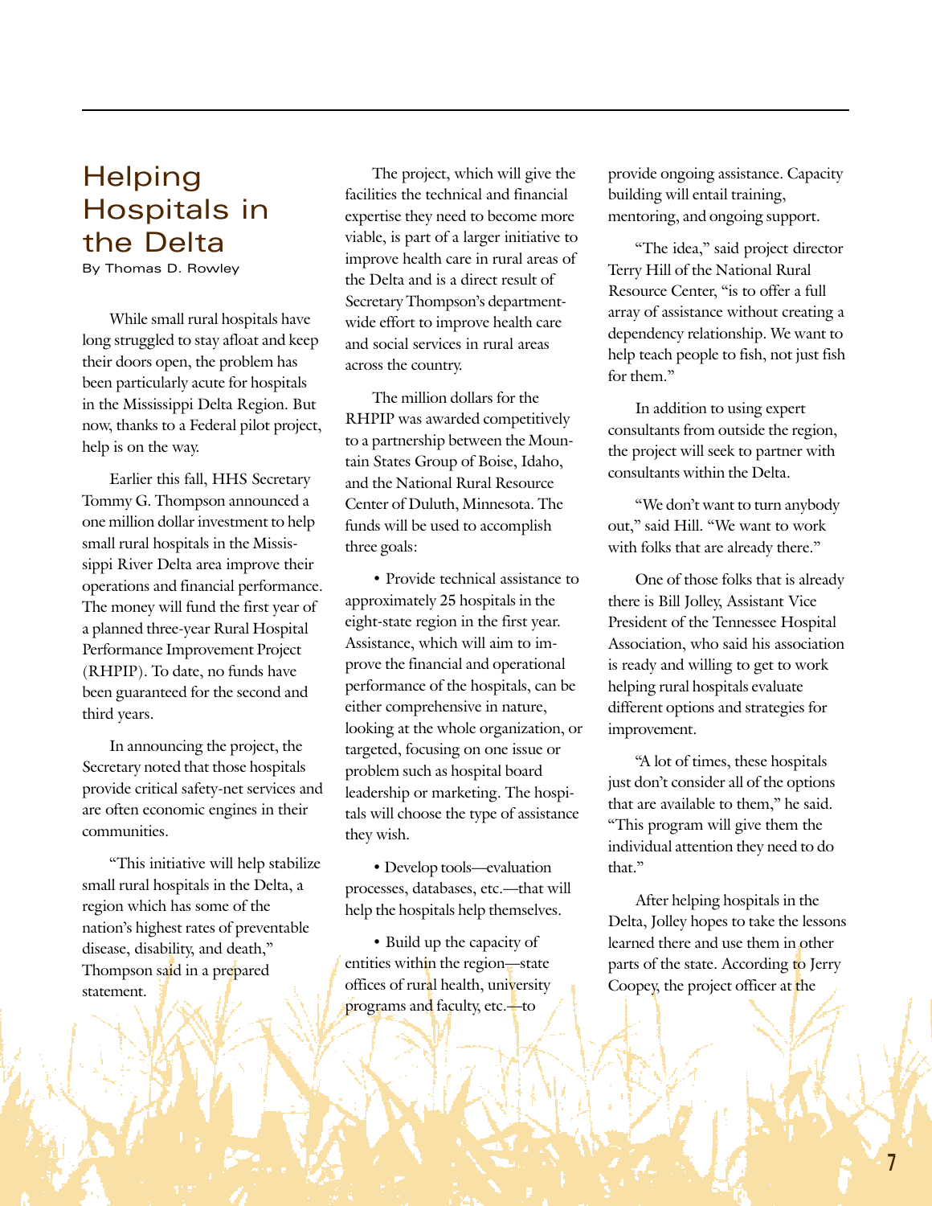# Helping Hospitals in the Delta

By Thomas D. Rowley

While small rural hospitals have long struggled to stay afloat and keep their doors open, the problem has been particularly acute for hospitals in the Mississippi Delta Region. But now, thanks to a Federal pilot project, help is on the way.

Earlier this fall, HHS Secretary Tommy G. Thompson announced a one million dollar investment to help small rural hospitals in the Mississippi River Delta area improve their operations and financial performance. The money will fund the first year of a planned three-year Rural Hospital Performance Improvement Project (RHPIP). To date, no funds have been guaranteed for the second and third years.

In announcing the project, the Secretary noted that those hospitals provide critical safety-net services and are often economic engines in their communities.

"This initiative will help stabilize small rural hospitals in the Delta, a region which has some of the nation's highest rates of preventable disease, disability, and death," Thompson said in a prepared statement.

The project, which will give the facilities the technical and financial expertise they need to become more viable, is part of a larger initiative to improve health care in rural areas of the Delta and is a direct result of Secretary Thompson's department-wide effort to improve health care and social services in rural areas across the country.

The million dollars for the RHPIP was awarded competitively to a partnership between the Mountain States Group of Boise, Idaho, and the National Rural Resource Center of Duluth, Minnesota. The funds will be used to accomplish three goals:

- Provide technical assistance to approximately 25 hospitals in the eight-state region in the first year. Assistance, which will aim to improve the financial and operational performance of the hospitals, can be either comprehensive in nature, looking at the whole organization, or targeted, focusing on one issue or problem such as hospital board leadership or marketing. The hospitals will choose the type of assistance they wish.
- Develop tools—evaluation processes, databases, etc.—that will help the hospitals help themselves.
- Build up the capacity of entities within the region—state offices of rural health, university programs and faculty, etc.—to provide ongoing assistance. Capacity building will entail training, mentoring, and ongoing support.

"The idea," said project director Terry Hill of the National Rural Resource Center, "is to offer a full array of assistance without creating a dependency relationship. We want to help teach people to fish, not just fish for them."

In addition to using expert consultants from outside the region, the project will seek to partner with consultants within the Delta.

"We don't want to turn anybody out," said Hill. "We want to work with folks that are already there."

One of those folks that is already there is Bill Jolley, Assistant Vice President of the Tennessee Hospital Association, who said his association is ready and willing to get to work helping rural hospitals evaluate different options and strategies for improvement.

"A lot of times, these hospitals just don't consider all of the options that are available to them," he said. "This program will give them the individual attention they need to do that."

After helping hospitals in the Delta, Jolley hopes to take the lessons learned there and use them in other parts of the state. According to Jerry Coopey, the project officer at the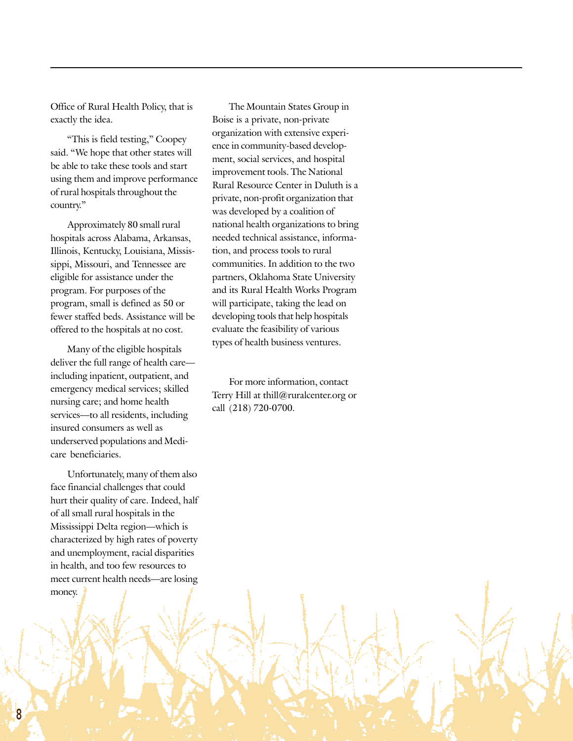Office of Rural Health Policy, that is exactly the idea.

"This is field testing," Coopey said. "We hope that other states will be able to take these tools and start using them and improve performance of rural hospitals throughout the country."

Approximately 80 small rural hospitals across Alabama, Arkansas, Illinois, Kentucky, Louisiana, Mississippi, Missouri, and Tennessee are eligible for assistance under the program. For purposes of the program, small is defined as 50 or fewer staffed beds. Assistance will be offered to the hospitals at no cost.

Many of the eligible hospitals deliver the full range of health care—including inpatient, outpatient, and emergency medical services; skilled nursing care; and home health services—to all residents, including insured consumers as well as underserved populations and Medicare beneficiaries.

Unfortunately, many of them also face financial challenges that could hurt their quality of care. Indeed, half of all small rural hospitals in the Mississippi Delta region—which is characterized by high rates of poverty and unemployment, racial disparities in health, and too few resources to meet current health needs—are losing money.

The Mountain States Group in Boise is a private, non-private organization with extensive experience in community-based development, social services, and hospital improvement tools. The National Rural Resource Center in Duluth is a private, non-profit organization that was developed by a coalition of national health organizations to bring needed technical assistance, information, and process tools to rural communities. In addition to the two partners, Oklahoma State University and its Rural Health Works Program will participate, taking the lead on developing tools that help hospitals evaluate the feasibility of various types of health business ventures.

For more information, contact Terry Hill at thill@ruralcenter.org or call (218) 720-0700.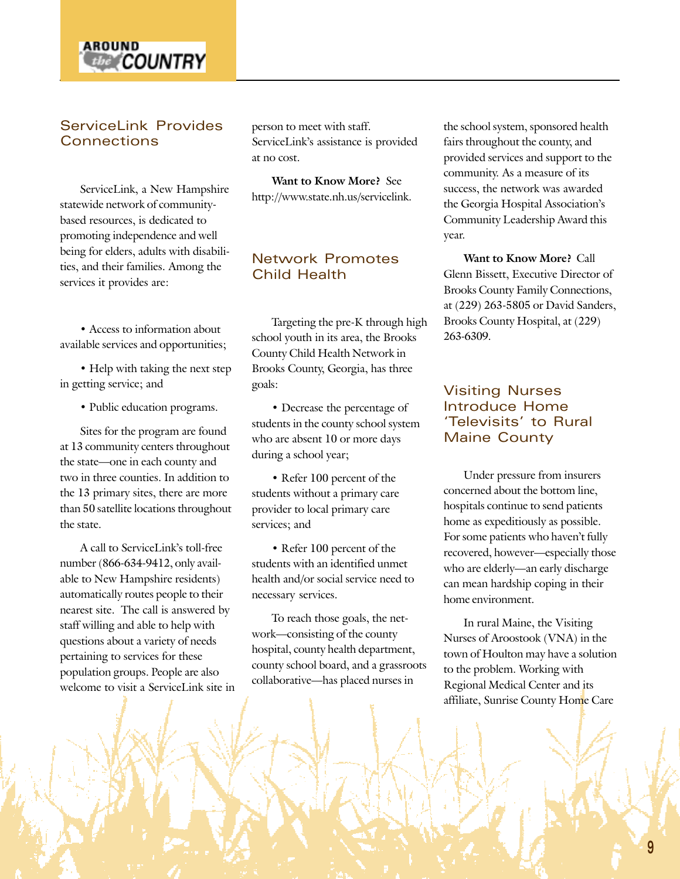AROUND the COUNTRY

## ServiceLink Provides Connections

ServiceLink, a New Hampshire statewide network of community-based resources, is dedicated to promoting independence and well being for elders, adults with disabilities, and their families. Among the services it provides are:

- Access to information about available services and opportunities;
- Help with taking the next step in getting service; and
- Public education programs.

Sites for the program are found at 13 community centers throughout the state—one in each county and two in three counties. In addition to the 13 primary sites, there are more than 50 satellite locations throughout the state.

A call to ServiceLink's toll-free number (866-634-9412, only available to New Hampshire residents) automatically routes people to their nearest site. The call is answered by staff willing and able to help with questions about a variety of needs pertaining to services for these population groups. People are also welcome to visit a ServiceLink site in person to meet with staff. ServiceLink's assistance is provided at no cost.

**Want to Know More?** See http://www.state.nh.us/servicelink.

## Network Promotes Child Health

Targeting the pre-K through high school youth in its area, the Brooks County Child Health Network in Brooks County, Georgia, has three goals:

- Decrease the percentage of students in the county school system who are absent 10 or more days during a school year;
- Refer 100 percent of the students without a primary care provider to local primary care services; and
- Refer 100 percent of the students with an identified unmet health and/or social service need to necessary services.

To reach those goals, the network—consisting of the county hospital, county health department, county school board, and a grassroots collaborative—has placed nurses in the school system, sponsored health fairs throughout the county, and provided services and support to the community. As a measure of its success, the network was awarded the Georgia Hospital Association's Community Leadership Award this year.

**Want to Know More?** Call Glenn Bissett, Executive Director of Brooks County Family Connections, at (229) 263-5805 or David Sanders, Brooks County Hospital, at (229) 263-6309.

## Visiting Nurses Introduce Home 'Televisits' to Rural Maine County

Under pressure from insurers concerned about the bottom line, hospitals continue to send patients home as expeditiously as possible. For some patients who haven't fully recovered, however—especially those who are elderly—an early discharge can mean hardship coping in their home environment.

In rural Maine, the Visiting Nurses of Aroostook (VNA) in the town of Houlton may have a solution to the problem. Working with Regional Medical Center and its affiliate, Sunrise County Home Care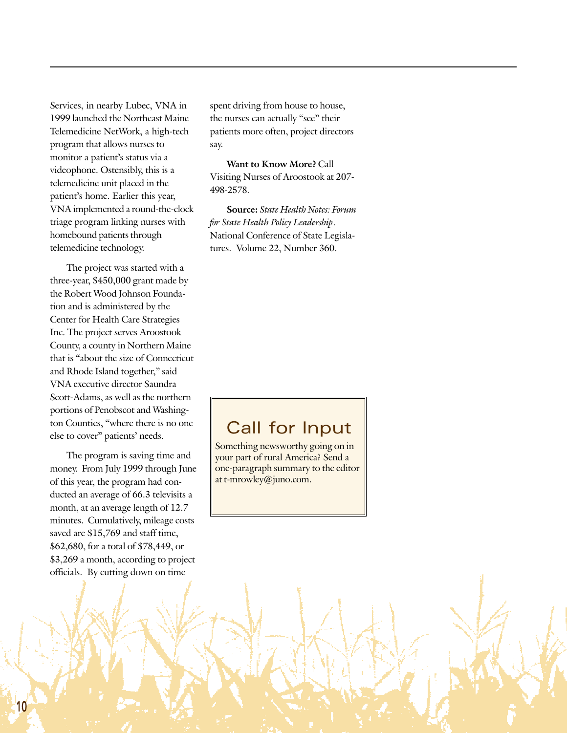Services, in nearby Lubec, VNA in 1999 launched the Northeast Maine Telemedicine NetWork, a high-tech program that allows nurses to monitor a patient's status via a videophone. Ostensibly, this is a telemedicine unit placed in the patient's home. Earlier this year, VNA implemented a round-the-clock triage program linking nurses with homebound patients through telemedicine technology.

The project was started with a three-year, $450,000 grant made by the Robert Wood Johnson Foundation and is administered by the Center for Health Care Strategies Inc. The project serves Aroostook County, a county in Northern Maine that is "about the size of Connecticut and Rhode Island together," said VNA executive director Saundra Scott-Adams, as well as the northern portions of Penobscot and Washington Counties, "where there is no one else to cover" patients' needs.

The program is saving time and money. From July 1999 through June of this year, the program had conducted an average of 66.3 televisits a month, at an average length of 12.7 minutes. Cumulatively, mileage costs saved are $15,769 and staff time, $62,680, for a total of $78,449, or $3,269 a month, according to project officials. By cutting down on time spent driving from house to house, the nurses can actually "see" their patients more often, project directors say.

**Want to Know More?** Call Visiting Nurses of Aroostook at 207-498-2578.

**Source:** *State Health Notes: Forum for State Health Policy Leadership*. National Conference of State Legislatures. Volume 22, Number 360.

## Call for Input

Something newsworthy going on in your part of rural America? Send a one-paragraph summary to the editor at t-mrowley@juno.com.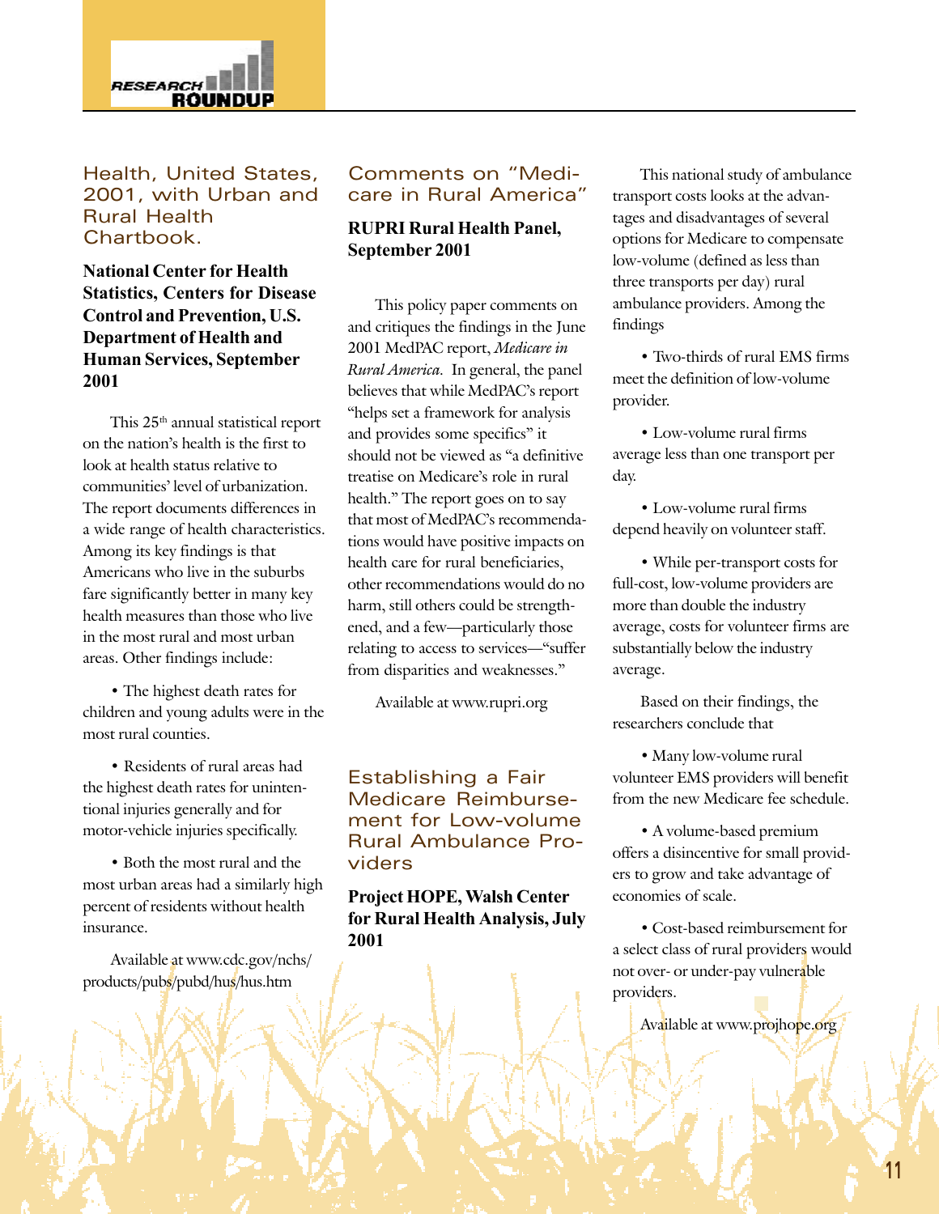# Research Roundup

## Health, United States, 2001, with Urban and Rural Health Chartbook.

**National Center for Health Statistics, Centers for Disease Control and Prevention, U.S. Department of Health and Human Services, September 2001**

This 25th annual statistical report on the nation's health is the first to look at health status relative to communities' level of urbanization. The report documents differences in a wide range of health characteristics. Among its key findings is that Americans who live in the suburbs fare significantly better in many key health measures than those who live in the most rural and most urban areas. Other findings include:

- The highest death rates for children and young adults were in the most rural counties.
- Residents of rural areas had the highest death rates for unintentional injuries generally and for motor-vehicle injuries specifically.
- Both the most rural and the most urban areas had a similarly high percent of residents without health insurance.

Available at www.cdc.gov/nchs/products/pubs/pubd/hus/hus.htm

## Comments on "Medicare in Rural America"

**RUPRI Rural Health Panel, September 2001**

This policy paper comments on and critiques the findings in the June 2001 MedPAC report, *Medicare in Rural America*. In general, the panel believes that while MedPAC's report "helps set a framework for analysis and provides some specifics" it should not be viewed as "a definitive treatise on Medicare's role in rural health." The report goes on to say that most of MedPAC's recommendations would have positive impacts on health care for rural beneficiaries, other recommendations would do no harm, still others could be strengthened, and a few—particularly those relating to access to services—"suffer from disparities and weaknesses."

Available at www.rupri.org

## Establishing a Fair Medicare Reimbursement for Low-volume Rural Ambulance Providers

**Project HOPE, Walsh Center for Rural Health Analysis, July 2001**

This national study of ambulance transport costs looks at the advantages and disadvantages of several options for Medicare to compensate low-volume (defined as less than three transports per day) rural ambulance providers. Among the findings

- Two-thirds of rural EMS firms meet the definition of low-volume provider.
- Low-volume rural firms average less than one transport per day.
- Low-volume rural firms depend heavily on volunteer staff.
- While per-transport costs for full-cost, low-volume providers are more than double the industry average, costs for volunteer firms are substantially below the industry average.

Based on their findings, the researchers conclude that

- Many low-volume rural volunteer EMS providers will benefit from the new Medicare fee schedule.
- A volume-based premium offers a disincentive for small providers to grow and take advantage of economies of scale.
- Cost-based reimbursement for a select class of rural providers would not over- or under-pay vulnerable providers.

Available at www.projhope.org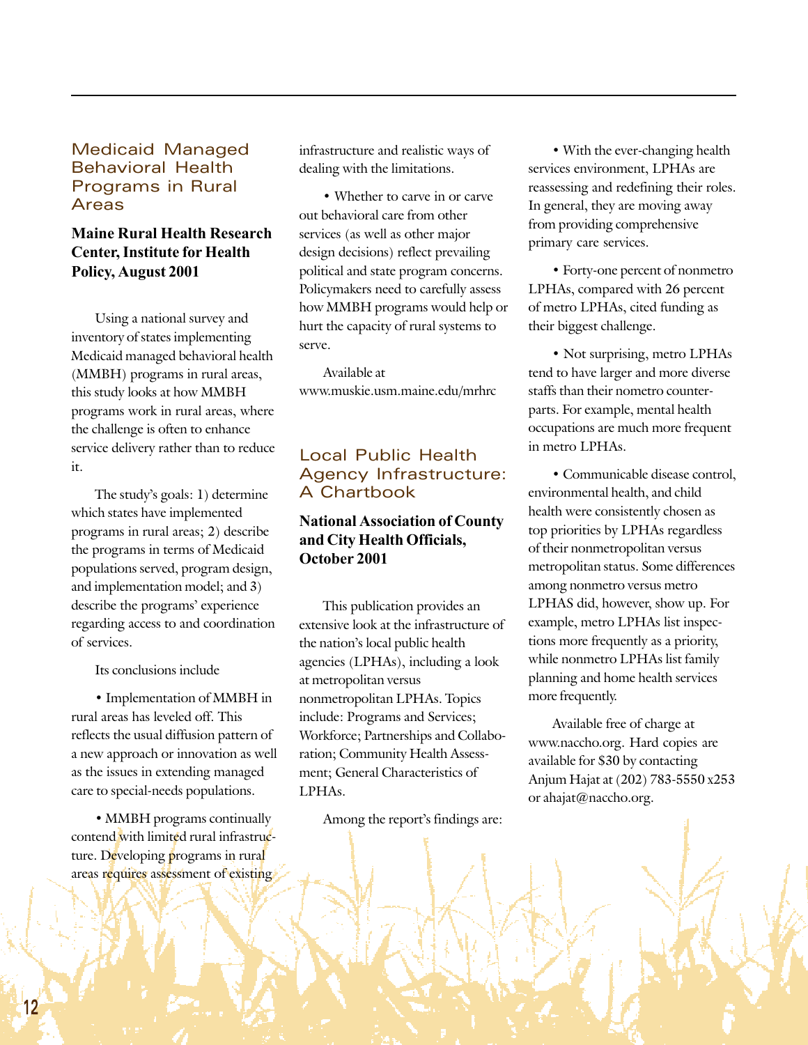## Medicaid Managed Behavioral Health Programs in Rural Areas

**Maine Rural Health Research Center, Institute for Health Policy, August 2001**

Using a national survey and inventory of states implementing Medicaid managed behavioral health (MMBH) programs in rural areas, this study looks at how MMBH programs work in rural areas, where the challenge is often to enhance service delivery rather than to reduce it.

The study's goals: 1) determine which states have implemented programs in rural areas; 2) describe the programs in terms of Medicaid populations served, program design, and implementation model; and 3) describe the programs' experience regarding access to and coordination of services.

Its conclusions include

• Implementation of MMBH in rural areas has leveled off. This reflects the usual diffusion pattern of a new approach or innovation as well as the issues in extending managed care to special-needs populations.

• MMBH programs continually contend with limited rural infrastructure. Developing programs in rural areas requires assessment of existing infrastructure and realistic ways of dealing with the limitations.

• Whether to carve in or carve out behavioral care from other services (as well as other major design decisions) reflect prevailing political and state program concerns. Policymakers need to carefully assess how MMBH programs would help or hurt the capacity of rural systems to serve.

Available at www.muskie.usm.maine.edu/mrhrc

## Local Public Health Agency Infrastructure: A Chartbook

**National Association of County and City Health Officials, October 2001**

This publication provides an extensive look at the infrastructure of the nation's local public health agencies (LPHAs), including a look at metropolitan versus nonmetropolitan LPHAs. Topics include: Programs and Services; Workforce; Partnerships and Collaboration; Community Health Assessment; General Characteristics of LPHAs.

Among the report's findings are:

• With the ever-changing health services environment, LPHAs are reassessing and redefining their roles. In general, they are moving away from providing comprehensive primary care services.

• Forty-one percent of nonmetro LPHAs, compared with 26 percent of metro LPHAs, cited funding as their biggest challenge.

• Not surprising, metro LPHAs tend to have larger and more diverse staffs than their nometro counterparts. For example, mental health occupations are much more frequent in metro LPHAs.

• Communicable disease control, environmental health, and child health were consistently chosen as top priorities by LPHAs regardless of their nonmetropolitan versus metropolitan status. Some differences among nonmetro versus metro LPHAS did, however, show up. For example, metro LPHAs list inspections more frequently as a priority, while nonmetro LPHAs list family planning and home health services more frequently.

Available free of charge at www.naccho.org. Hard copies are available for $30 by contacting Anjum Hajat at (202) 783-5550 x253 or ahajat@naccho.org.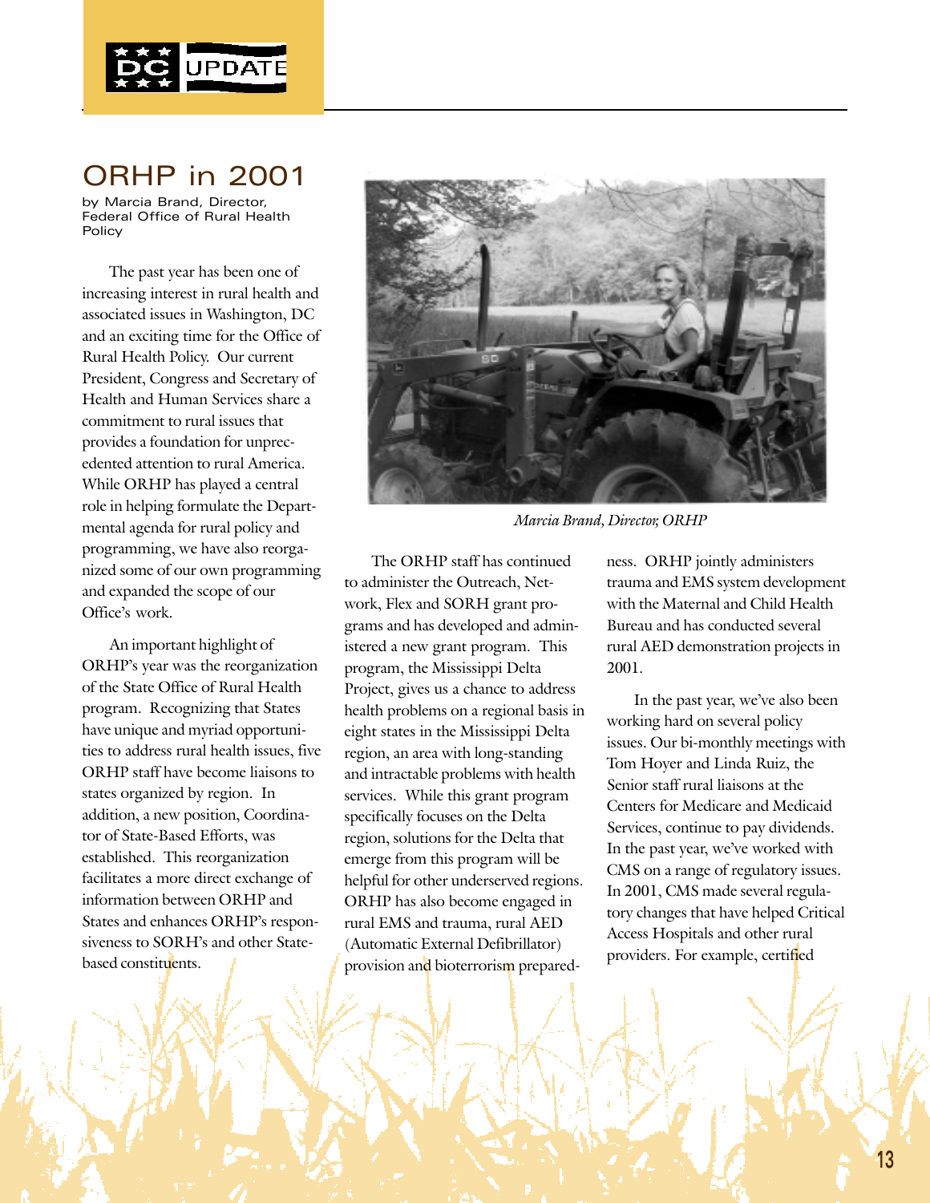# ORHP in 2001

by Marcia Brand, Director, Federal Office of Rural Health Policy

The past year has been one of increasing interest in rural health and associated issues in Washington, DC and an exciting time for the Office of Rural Health Policy. Our current President, Congress and Secretary of Health and Human Services share a commitment to rural issues that provides a foundation for unprecedented attention to rural America. While ORHP has played a central role in helping formulate the Departmental agenda for rural policy and programming, we have also reorganized some of our own programming and expanded the scope of our Office's work.

An important highlight of ORHP's year was the reorganization of the State Office of Rural Health program. Recognizing that States have unique and myriad opportunities to address rural health issues, five ORHP staff have become liaisons to states organized by region. In addition, a new position, Coordinator of State-Based Efforts, was established. This reorganization facilitates a more direct exchange of information between ORHP and States and enhances ORHP's responsiveness to SORH's and other State-based constituents.

*Marcia Brand, Director, ORHP*

The ORHP staff has continued to administer the Outreach, Network, Flex and SORH grant programs and has developed and administered a new grant program. This program, the Mississippi Delta Project, gives us a chance to address health problems on a regional basis in eight states in the Mississippi Delta region, an area with long-standing and intractable problems with health services. While this grant program specifically focuses on the Delta region, solutions for the Delta that emerge from this program will be helpful for other underserved regions. ORHP has also become engaged in rural EMS and trauma, rural AED (Automatic External Defibrillator) provision and bioterrorism preparedness. ORHP jointly administers trauma and EMS system development with the Maternal and Child Health Bureau and has conducted several rural AED demonstration projects in 2001.

In the past year, we've also been working hard on several policy issues. Our bi-monthly meetings with Tom Hoyer and Linda Ruiz, the Senior staff rural liaisons at the Centers for Medicare and Medicaid Services, continue to pay dividends. In the past year, we've worked with CMS on a range of regulatory issues. In 2001, CMS made several regulatory changes that have helped Critical Access Hospitals and other rural providers. For example, certified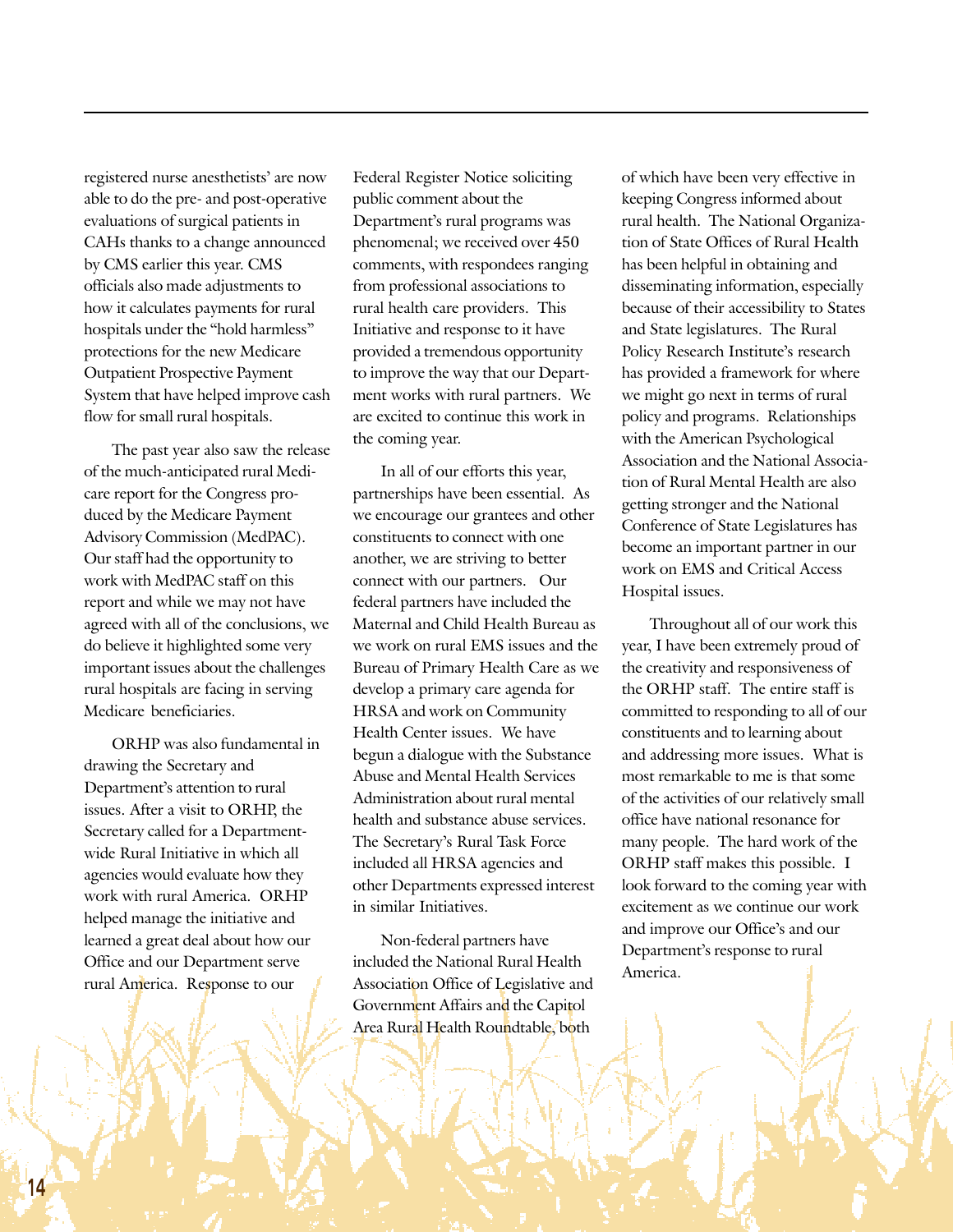registered nurse anesthetists' are now able to do the pre- and post-operative evaluations of surgical patients in CAHs thanks to a change announced by CMS earlier this year. CMS officials also made adjustments to how it calculates payments for rural hospitals under the "hold harmless" protections for the new Medicare Outpatient Prospective Payment System that have helped improve cash flow for small rural hospitals.

The past year also saw the release of the much-anticipated rural Medicare report for the Congress produced by the Medicare Payment Advisory Commission (MedPAC). Our staff had the opportunity to work with MedPAC staff on this report and while we may not have agreed with all of the conclusions, we do believe it highlighted some very important issues about the challenges rural hospitals are facing in serving Medicare beneficiaries.

ORHP was also fundamental in drawing the Secretary and Department's attention to rural issues. After a visit to ORHP, the Secretary called for a Department-wide Rural Initiative in which all agencies would evaluate how they work with rural America. ORHP helped manage the initiative and learned a great deal about how our Office and our Department serve rural America. Response to our Federal Register Notice soliciting public comment about the Department's rural programs was phenomenal; we received over 450 comments, with respondees ranging from professional associations to rural health care providers. This Initiative and response to it have provided a tremendous opportunity to improve the way that our Department works with rural partners. We are excited to continue this work in the coming year.

In all of our efforts this year, partnerships have been essential. As we encourage our grantees and other constituents to connect with one another, we are striving to better connect with our partners. Our federal partners have included the Maternal and Child Health Bureau as we work on rural EMS issues and the Bureau of Primary Health Care as we develop a primary care agenda for HRSA and work on Community Health Center issues. We have begun a dialogue with the Substance Abuse and Mental Health Services Administration about rural mental health and substance abuse services. The Secretary's Rural Task Force included all HRSA agencies and other Departments expressed interest in similar Initiatives.

Non-federal partners have included the National Rural Health Association Office of Legislative and Government Affairs and the Capitol Area Rural Health Roundtable, both of which have been very effective in keeping Congress informed about rural health. The National Organization of State Offices of Rural Health has been helpful in obtaining and disseminating information, especially because of their accessibility to States and State legislatures. The Rural Policy Research Institute's research has provided a framework for where we might go next in terms of rural policy and programs. Relationships with the American Psychological Association and the National Association of Rural Mental Health are also getting stronger and the National Conference of State Legislatures has become an important partner in our work on EMS and Critical Access Hospital issues.

Throughout all of our work this year, I have been extremely proud of the creativity and responsiveness of the ORHP staff. The entire staff is committed to responding to all of our constituents and to learning about and addressing more issues. What is most remarkable to me is that some of the activities of our relatively small office have national resonance for many people. The hard work of the ORHP staff makes this possible. I look forward to the coming year with excitement as we continue our work and improve our Office's and our Department's response to rural America.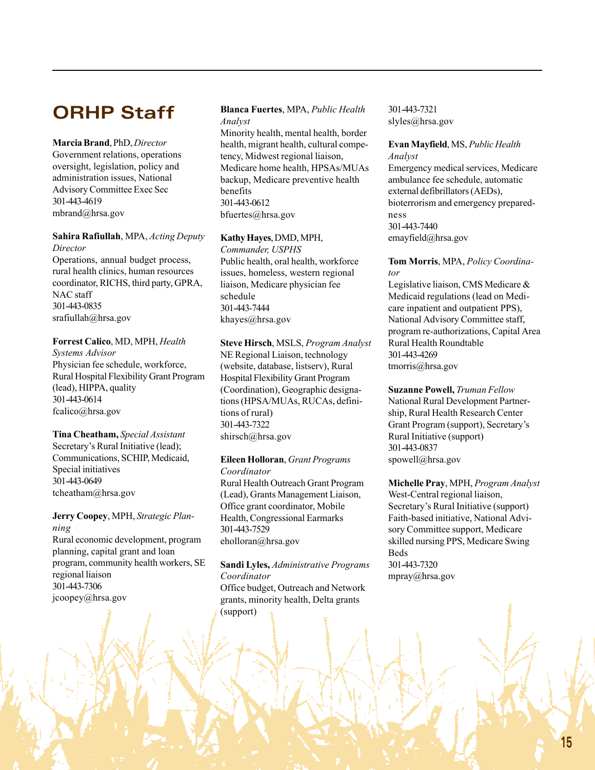# ORHP Staff

**Marcia Brand**, PhD, *Director*
Government relations, operations oversight, legislation, policy and administration issues, National Advisory Committee Exec Sec
301-443-4619
mbrand@hrsa.gov

**Sahira Rafiullah**, MPA, *Acting Deputy Director*
Operations, annual budget process, rural health clinics, human resources coordinator, RICHS, third party, GPRA, NAC staff
301-443-0835
srafiullah@hrsa.gov

**Forrest Calico**, MD, MPH, *Health Systems Advisor*
Physician fee schedule, workforce, Rural Hospital Flexibility Grant Program (lead), HIPPA, quality
301-443-0614
fcalico@hrsa.gov

**Tina Cheatham,** *Special Assistant*
Secretary's Rural Initiative (lead); Communications, SCHIP, Medicaid, Special initiatives
301-443-0649
tcheatham@hrsa.gov

**Jerry Coopey**, MPH, *Strategic Planning*
Rural economic development, program planning, capital grant and loan program, community health workers, SE regional liaison
301-443-7306
jcoopey@hrsa.gov

**Blanca Fuertes**, MPA, *Public Health Analyst*
Minority health, mental health, border health, migrant health, cultural competency, Midwest regional liaison, Medicare home health, HPSAs/MUAs backup, Medicare preventive health benefits
301-443-0612
bfuertes@hrsa.gov

**Kathy Hayes**, DMD, MPH, *Commander, USPHS*
Public health, oral health, workforce issues, homeless, western regional liaison, Medicare physician fee schedule
301-443-7444
khayes@hrsa.gov

**Steve Hirsch**, MSLS, *Program Analyst*
NE Regional Liaison, technology (website, database, listserv), Rural Hospital Flexibility Grant Program (Coordination), Geographic designations (HPSA/MUAs, RUCAs, definitions of rural)
301-443-7322
shirsch@hrsa.gov

**Eileen Holloran**, *Grant Programs Coordinator*
Rural Health Outreach Grant Program (Lead), Grants Management Liaison, Office grant coordinator, Mobile Health, Congressional Earmarks
301-443-7529
eholloran@hrsa.gov

**Sandi Lyles,** *Administrative Programs Coordinator*
Office budget, Outreach and Network grants, minority health, Delta grants (support)
301-443-7321
slyles@hrsa.gov

**Evan Mayfield**, MS, *Public Health Analyst*
Emergency medical services, Medicare ambulance fee schedule, automatic external defibrillators (AEDs), bioterrorism and emergency preparedness
301-443-7440
emayfield@hrsa.gov

**Tom Morris**, MPA, *Policy Coordinator*
Legislative liaison, CMS Medicare & Medicaid regulations (lead on Medicare inpatient and outpatient PPS), National Advisory Committee staff, program re-authorizations, Capital Area Rural Health Roundtable
301-443-4269
tmorris@hrsa.gov

**Suzanne Powell,** *Truman Fellow*
National Rural Development Partnership, Rural Health Research Center Grant Program (support), Secretary's Rural Initiative (support)
301-443-0837
spowell@hrsa.gov

**Michelle Pray**, MPH, *Program Analyst*
West-Central regional liaison, Secretary's Rural Initiative (support) Faith-based initiative, National Advisory Committee support, Medicare skilled nursing PPS, Medicare Swing Beds
301-443-7320
mpray@hrsa.gov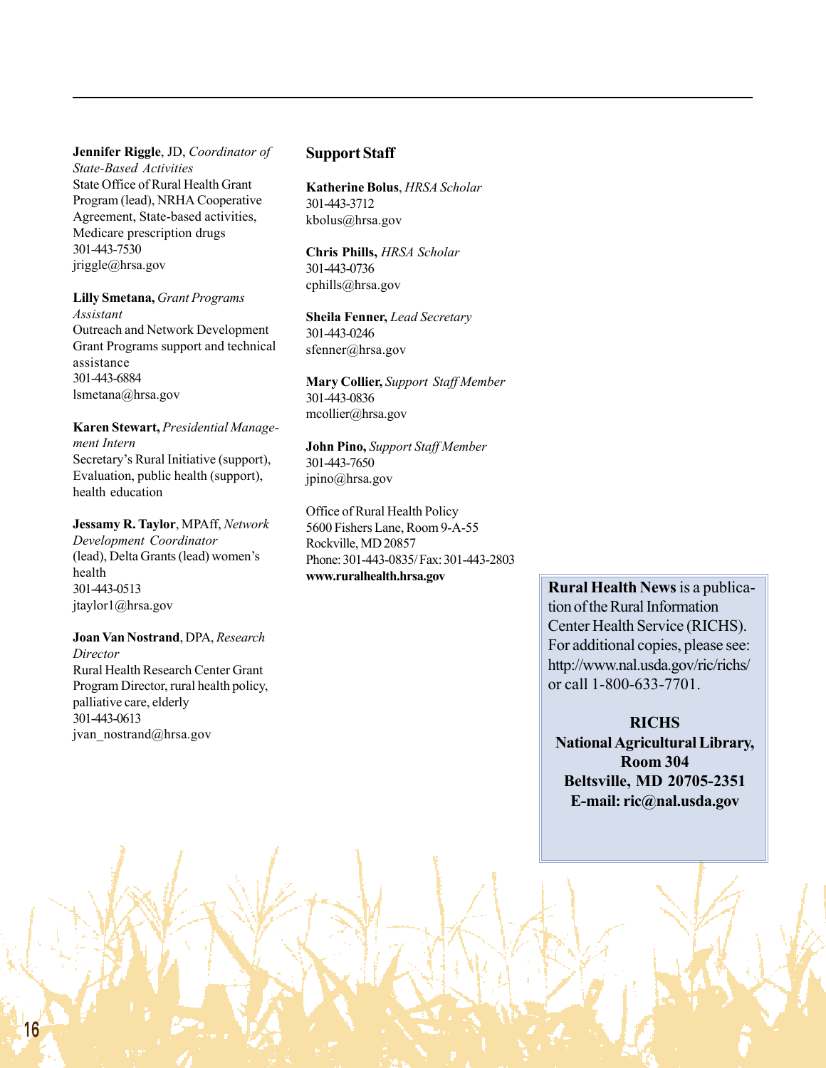**Jennifer Riggle**, JD, *Coordinator of State-Based Activities*
State Office of Rural Health Grant Program (lead), NRHA Cooperative Agreement, State-based activities, Medicare prescription drugs
301-443-7530
jriggle@hrsa.gov

**Lilly Smetana,** *Grant Programs Assistant*
Outreach and Network Development Grant Programs support and technical assistance
301-443-6884
lsmetana@hrsa.gov

**Karen Stewart,** *Presidential Management Intern*
Secretary's Rural Initiative (support), Evaluation, public health (support), health education

**Jessamy R. Taylor**, MPAff, *Network Development Coordinator*
(lead), Delta Grants (lead) women's health
301-443-0513
jtaylor1@hrsa.gov

**Joan Van Nostrand**, DPA, *Research Director*
Rural Health Research Center Grant Program Director, rural health policy, palliative care, elderly
301-443-0613
jvan_nostrand@hrsa.gov

## Support Staff

**Katherine Bolus**, *HRSA Scholar*
301-443-3712
kbolus@hrsa.gov

**Chris Phills,** *HRSA Scholar*
301-443-0736
cphills@hrsa.gov

**Sheila Fenner,** *Lead Secretary*
301-443-0246
sfenner@hrsa.gov

**Mary Collier,** *Support Staff Member*
301-443-0836
mcollier@hrsa.gov

**John Pino,** *Support Staff Member*
301-443-7650
jpino@hrsa.gov

Office of Rural Health Policy
5600 Fishers Lane, Room 9-A-55
Rockville, MD 20857
Phone: 301-443-0835/ Fax: 301-443-2803
**www.ruralhealth.hrsa.gov**

**Rural Health News** is a publication of the Rural Information Center Health Service (RICHS). For additional copies, please see: http://www.nal.usda.gov/ric/richs/ or call 1-800-633-7701.

**RICHS**
**National Agricultural Library, Room 304**
**Beltsville, MD 20705-2351**
**E-mail: ric@nal.usda.gov**